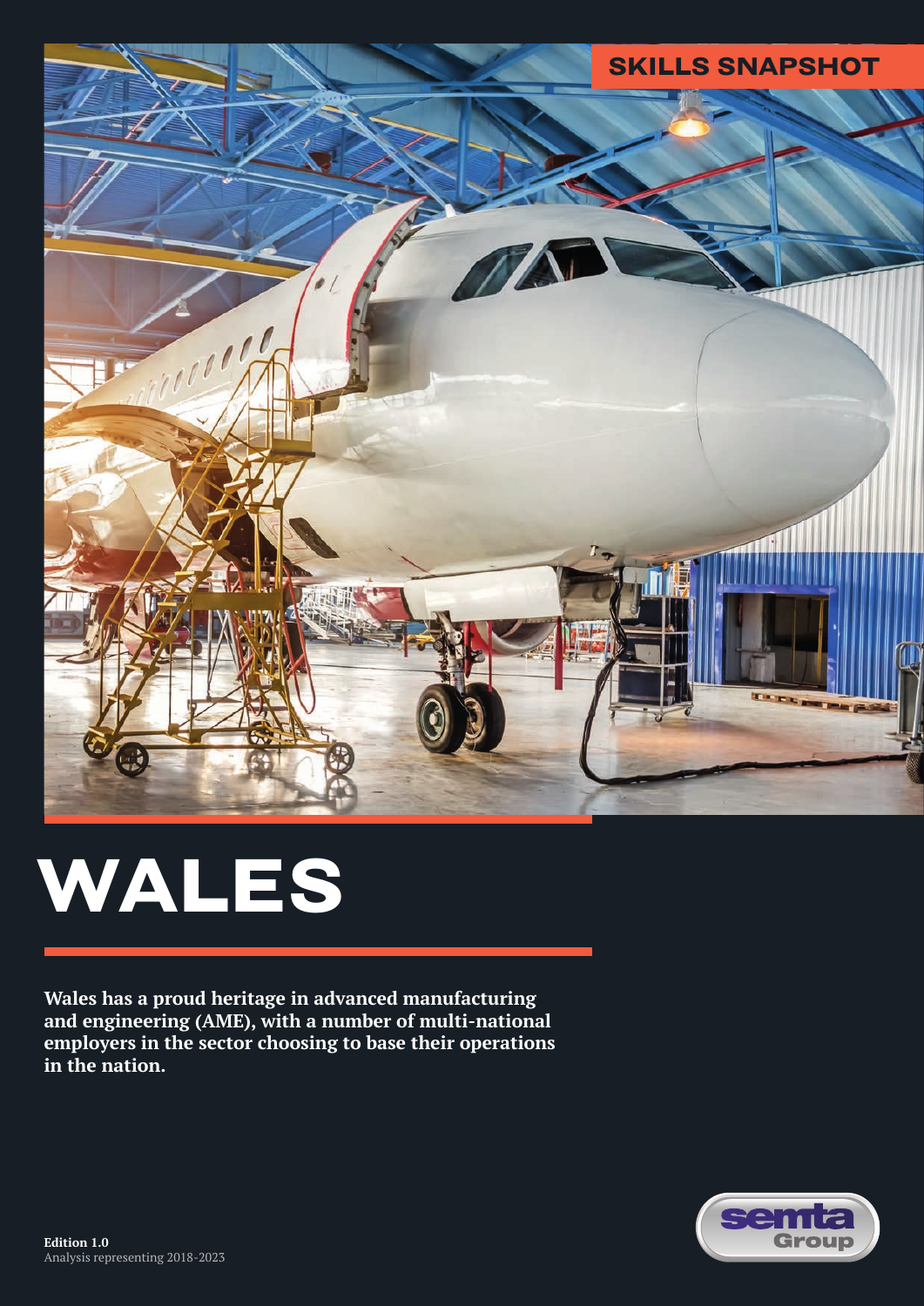SKILLS SNAPSHOT

# WALES

**Wales has a proud heritage in advanced manufacturing and engineering (AME), with a number of multi-national employers in the sector choosing to base their operations in the nation.**

**Edition 1.0**
Analysis representing 2018-2023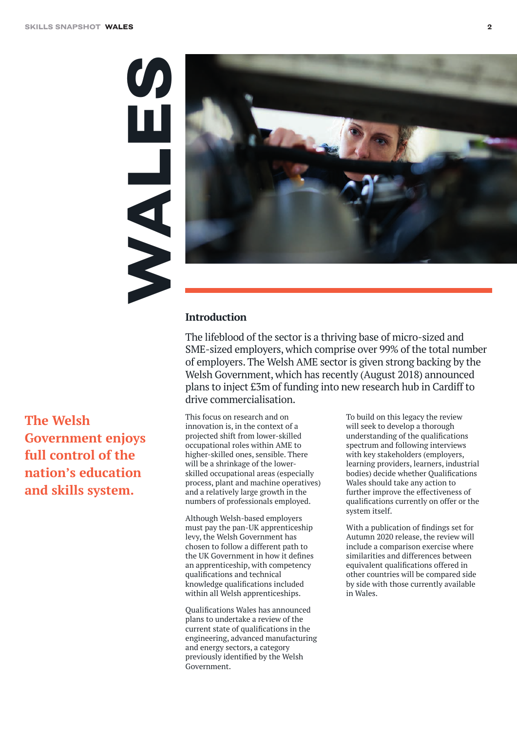# WALES

## Introduction

The lifeblood of the sector is a thriving base of micro-sized and SME-sized employers, which comprise over 99% of the total number of employers. The Welsh AME sector is given strong backing by the Welsh Government, which has recently (August 2018) announced plans to inject £3m of funding into new research hub in Cardiff to drive commercialisation.

**The Welsh Government enjoys full control of the nation's education and skills system.**

This focus on research and on innovation is, in the context of a projected shift from lower-skilled occupational roles within AME to higher-skilled ones, sensible. There will be a shrinkage of the lower-skilled occupational areas (especially process, plant and machine operatives) and a relatively large growth in the numbers of professionals employed.

Although Welsh-based employers must pay the pan-UK apprenticeship levy, the Welsh Government has chosen to follow a different path to the UK Government in how it defines an apprenticeship, with competency qualifications and technical knowledge qualifications included within all Welsh apprenticeships.

Qualifications Wales has announced plans to undertake a review of the current state of qualifications in the engineering, advanced manufacturing and energy sectors, a category previously identified by the Welsh Government.

To build on this legacy the review will seek to develop a thorough understanding of the qualifications spectrum and following interviews with key stakeholders (employers, learning providers, learners, industrial bodies) decide whether Qualifications Wales should take any action to further improve the effectiveness of qualifications currently on offer or the system itself.

With a publication of findings set for Autumn 2020 release, the review will include a comparison exercise where similarities and differences between equivalent qualifications offered in other countries will be compared side by side with those currently available in Wales.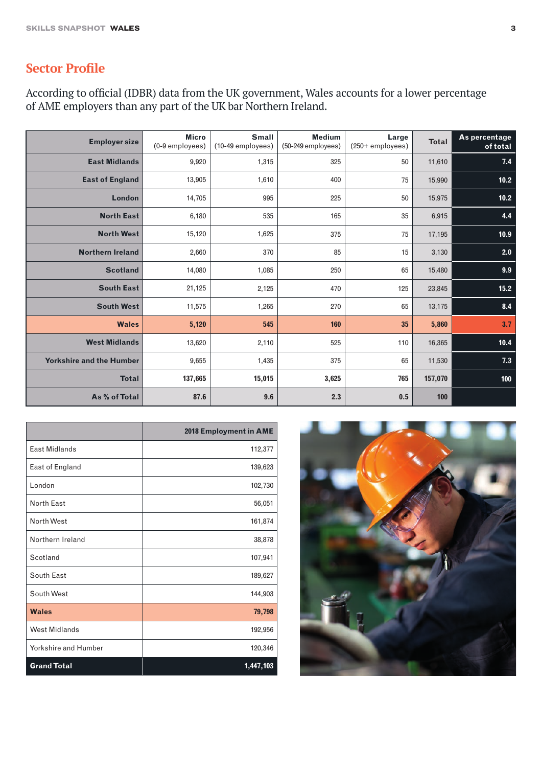## Sector Profile

According to official (IDBR) data from the UK government, Wales accounts for a lower percentage of AME employers than any part of the UK bar Northern Ireland.

| Employer size | Micro (0-9 employees) | Small (10-49 employees) | Medium (50-249 employees) | Large (250+ employees) | Total | As percentage of total |
|---|---|---|---|---|---|---|
| East Midlands | 9,920 | 1,315 | 325 | 50 | 11,610 | 7.4 |
| East of England | 13,905 | 1,610 | 400 | 75 | 15,990 | 10.2 |
| London | 14,705 | 995 | 225 | 50 | 15,975 | 10.2 |
| North East | 6,180 | 535 | 165 | 35 | 6,915 | 4.4 |
| North West | 15,120 | 1,625 | 375 | 75 | 17,195 | 10.9 |
| Northern Ireland | 2,660 | 370 | 85 | 15 | 3,130 | 2.0 |
| Scotland | 14,080 | 1,085 | 250 | 65 | 15,480 | 9.9 |
| South East | 21,125 | 2,125 | 470 | 125 | 23,845 | 15.2 |
| South West | 11,575 | 1,265 | 270 | 65 | 13,175 | 8.4 |
| **Wales** | **5,120** | **545** | **160** | **35** | **5,860** | **3.7** |
| West Midlands | 13,620 | 2,110 | 525 | 110 | 16,365 | 10.4 |
| Yorkshire and the Humber | 9,655 | 1,435 | 375 | 65 | 11,530 | 7.3 |
| **Total** | **137,665** | **15,015** | **3,625** | **765** | **157,070** | **100** |
| **As % of Total** | **87.6** | **9.6** | **2.3** | **0.5** | **100** | |

| | 2018 Employment in AME |
|---|---|
| East Midlands | 112,377 |
| East of England | 139,623 |
| London | 102,730 |
| North East | 56,051 |
| North West | 161,874 |
| Northern Ireland | 38,878 |
| Scotland | 107,941 |
| South East | 189,627 |
| South West | 144,903 |
| **Wales** | **79,798** |
| West Midlands | 192,956 |
| Yorkshire and Humber | 120,346 |
| **Grand Total** | **1,447,103** |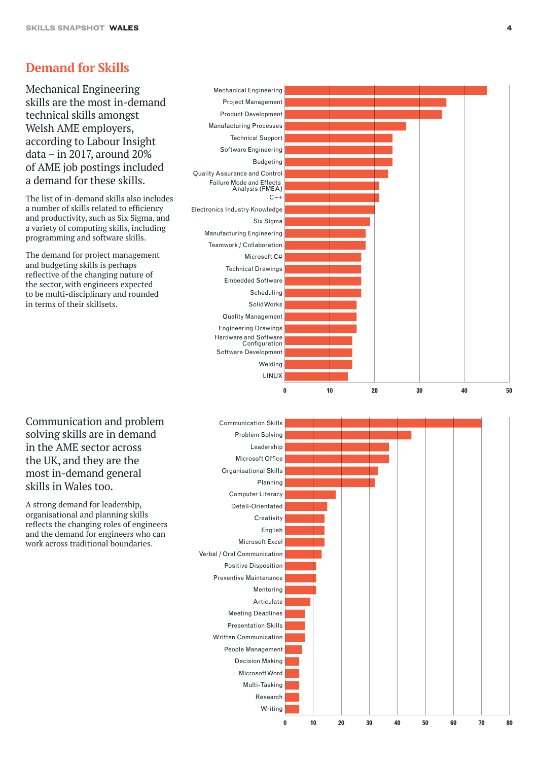## Demand for Skills

Mechanical Engineering skills are the most in-demand technical skills amongst Welsh AME employers, according to Labour Insight data – in 2017, around 20% of AME job postings included a demand for these skills.

The list of in-demand skills also includes a number of skills related to efficiency and productivity, such as Six Sigma, and a variety of computing skills, including programming and software skills.

The demand for project management and budgeting skills is perhaps reflective of the changing nature of the sector, with engineers expected to be multi-disciplinary and rounded in terms of their skillsets.

Mechanical Engineering
Project Management
Product Development
Manufacturing Processes
Technical Support
Software Engineering
Budgeting
Quality Assurance and Control
Failure Mode and Effects Analysis (FMEA)
C++
Electronics Industry Knowledge
Six Sigma
Manufacturing Engineering
Teamwork / Collaboration
Microsoft C#
Technical Drawings
Embedded Software
Scheduling
SolidWorks
Quality Management
Engineering Drawings
Hardware and Software Configuration
Software Development
Welding
LINUX

0 10 20 30 40 50

Communication and problem solving skills are in demand in the AME sector across the UK, and they are the most in-demand general skills in Wales too.

A strong demand for leadership, organisational and planning skills reflects the changing roles of engineers and the demand for engineers who can work across traditional boundaries.

Communication Skills
Problem Solving
Leadership
Microsoft Office
Organisational Skills
Planning
Computer Literacy
Detail-Orientated
Creativity
English
Microsoft Excel
Verbal / Oral Communication
Positive Disposition
Preventive Maintenance
Mentoring
Articulate
Meeting Deadlines
Presentation Skills
Written Communication
People Management
Decision Making
Microsoft Word
Multi-Tasking
Research
Writing

0 10 20 30 40 50 60 70 80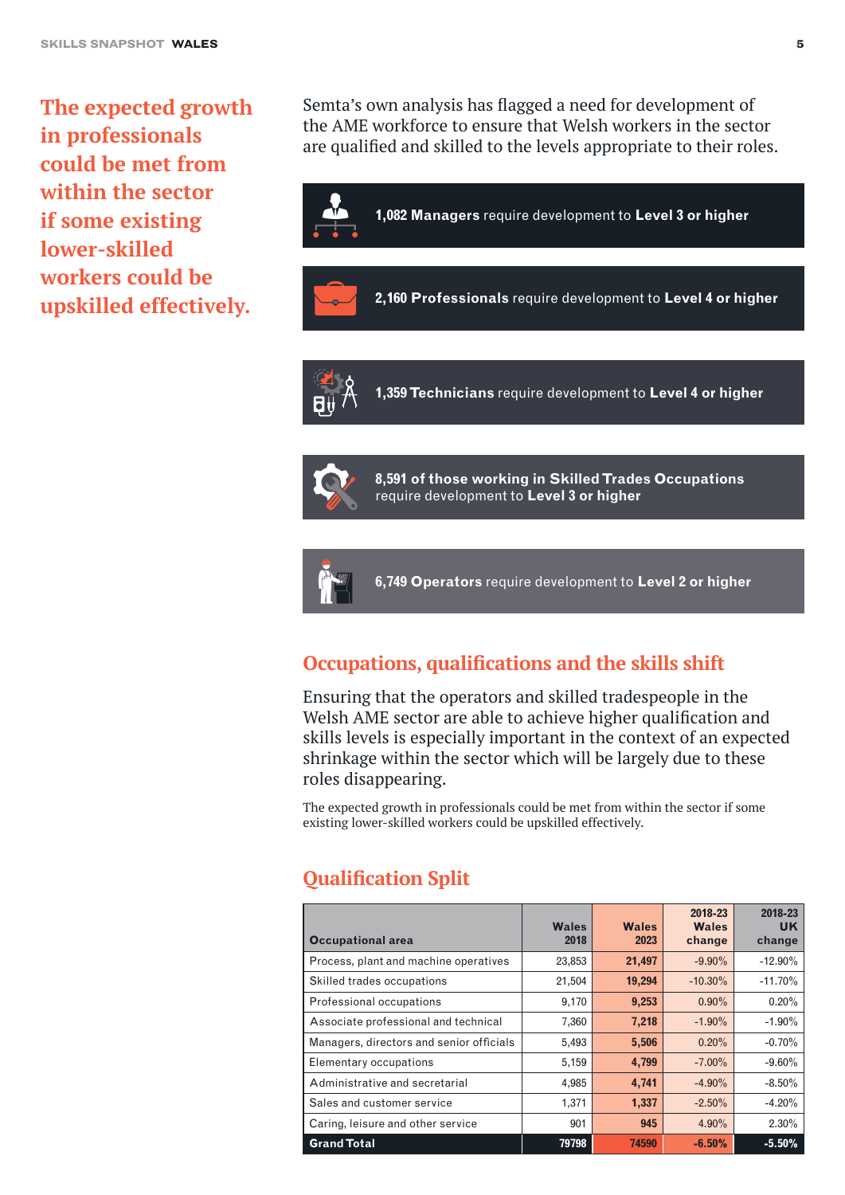**The expected growth in professionals could be met from within the sector if some existing lower-skilled workers could be upskilled effectively.**

Semta's own analysis has flagged a need for development of the AME workforce to ensure that Welsh workers in the sector are qualified and skilled to the levels appropriate to their roles.

**1,082 Managers** require development to **Level 3 or higher**

**2,160 Professionals** require development to **Level 4 or higher**

**1,359 Technicians** require development to **Level 4 or higher**

**8,591 of those working in Skilled Trades Occupations** require development to **Level 3 or higher**

**6,749 Operators** require development to **Level 2 or higher**

## Occupations, qualifications and the skills shift

Ensuring that the operators and skilled tradespeople in the Welsh AME sector are able to achieve higher qualification and skills levels is especially important in the context of an expected shrinkage within the sector which will be largely due to these roles disappearing.

The expected growth in professionals could be met from within the sector if some existing lower-skilled workers could be upskilled effectively.

## Qualification Split

| Occupational area | Wales 2018 | Wales 2023 | 2018-23 Wales change | 2018-23 UK change |
|---|---|---|---|---|
| Process, plant and machine operatives | 23,853 | **21,497** | -9.90% | -12.90% |
| Skilled trades occupations | 21,504 | **19,294** | -10.30% | -11.70% |
| Professional occupations | 9,170 | **9,253** | 0.90% | 0.20% |
| Associate professional and technical | 7,360 | **7,218** | -1.90% | -1.90% |
| Managers, directors and senior officials | 5,493 | **5,506** | 0.20% | -0.70% |
| Elementary occupations | 5,159 | **4,799** | -7.00% | -9.60% |
| Administrative and secretarial | 4,985 | **4,741** | -4.90% | -8.50% |
| Sales and customer service | 1,371 | **1,337** | -2.50% | -4.20% |
| Caring, leisure and other service | 901 | **945** | 4.90% | 2.30% |
| **Grand Total** | **79798** | **74590** | **-6.50%** | **-5.50%** |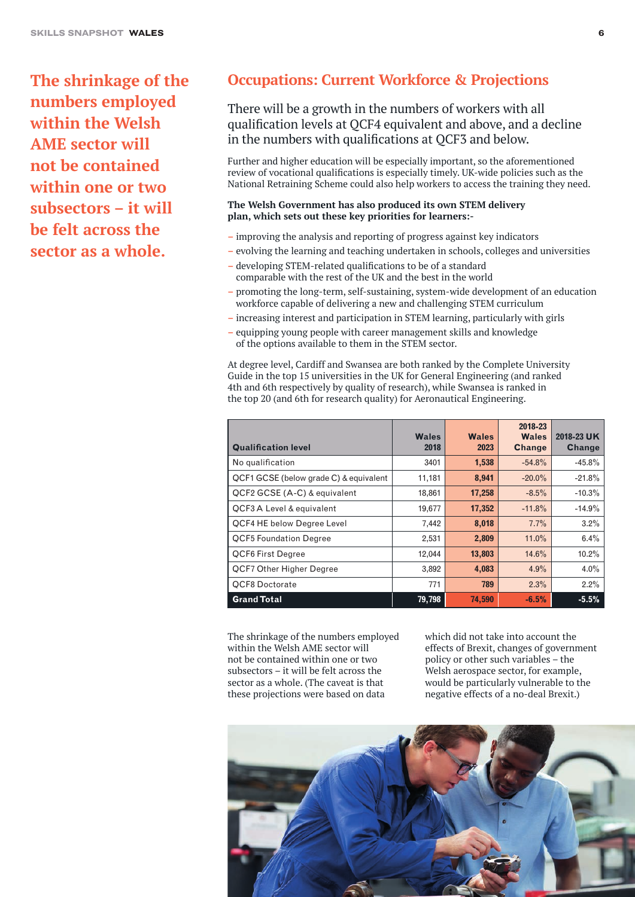The shrinkage of the numbers employed within the Welsh AME sector will not be contained within one or two subsectors – it will be felt across the sector as a whole.

## Occupations: Current Workforce & Projections

There will be a growth in the numbers of workers with all qualification levels at QCF4 equivalent and above, and a decline in the numbers with qualifications at QCF3 and below.

Further and higher education will be especially important, so the aforementioned review of vocational qualifications is especially timely. UK-wide policies such as the National Retraining Scheme could also help workers to access the training they need.

**The Welsh Government has also produced its own STEM delivery plan, which sets out these key priorities for learners:-**

- improving the analysis and reporting of progress against key indicators
- evolving the learning and teaching undertaken in schools, colleges and universities
- developing STEM-related qualifications to be of a standard comparable with the rest of the UK and the best in the world
- promoting the long-term, self-sustaining, system-wide development of an education workforce capable of delivering a new and challenging STEM curriculum
- increasing interest and participation in STEM learning, particularly with girls
- equipping young people with career management skills and knowledge of the options available to them in the STEM sector.

At degree level, Cardiff and Swansea are both ranked by the Complete University Guide in the top 15 universities in the UK for General Engineering (and ranked 4th and 6th respectively by quality of research), while Swansea is ranked in the top 20 (and 6th for research quality) for Aeronautical Engineering.

| Qualification level | Wales 2018 | Wales 2023 | 2018-23 Wales Change | 2018-23 UK Change |
|---|---|---|---|---|
| No qualification | 3401 | 1,538 | -54.8% | -45.8% |
| QCF1 GCSE (below grade C) & equivalent | 11,181 | 8,941 | -20.0% | -21.8% |
| QCF2 GCSE (A-C) & equivalent | 18,861 | 17,258 | -8.5% | -10.3% |
| QCF3 A Level & equivalent | 19,677 | 17,352 | -11.8% | -14.9% |
| QCF4 HE below Degree Level | 7,442 | 8,018 | 7.7% | 3.2% |
| QCF5 Foundation Degree | 2,531 | 2,809 | 11.0% | 6.4% |
| QCF6 First Degree | 12,044 | 13,803 | 14.6% | 10.2% |
| QCF7 Other Higher Degree | 3,892 | 4,083 | 4.9% | 4.0% |
| QCF8 Doctorate | 771 | 789 | 2.3% | 2.2% |
| **Grand Total** | **79,798** | **74,590** | **-6.5%** | **-5.5%** |

The shrinkage of the numbers employed within the Welsh AME sector will not be contained within one or two subsectors – it will be felt across the sector as a whole. (The caveat is that these projections were based on data which did not take into account the effects of Brexit, changes of government policy or other such variables – the Welsh aerospace sector, for example, would be particularly vulnerable to the negative effects of a no-deal Brexit.)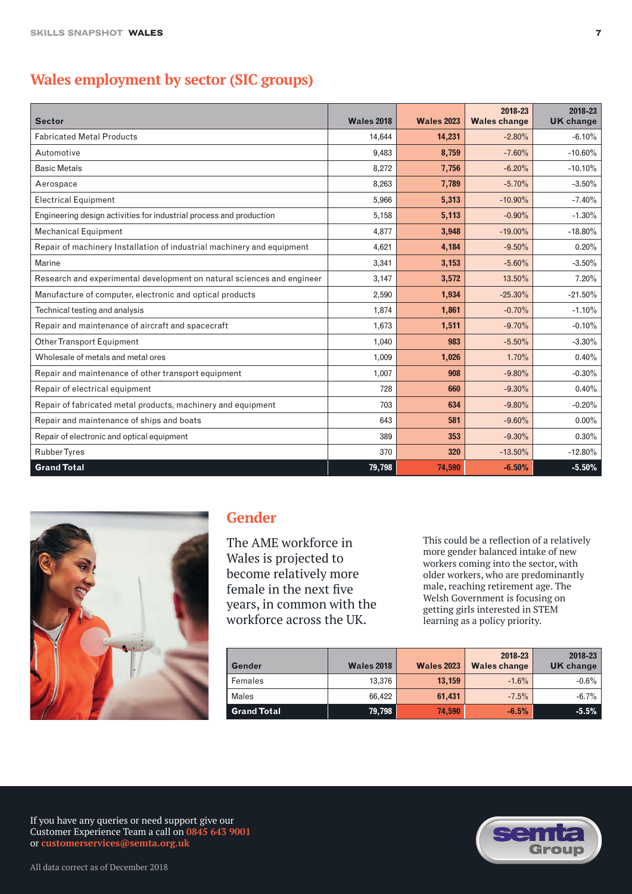## Wales employment by sector (SIC groups)

| Sector | Wales 2018 | Wales 2023 | 2018-23 Wales change | 2018-23 UK change |
|---|---|---|---|---|
| Fabricated Metal Products | 14,644 | 14,231 | -2.80% | -6.10% |
| Automotive | 9,483 | 8,759 | -7.60% | -10.60% |
| Basic Metals | 8,272 | 7,756 | -6.20% | -10.10% |
| Aerospace | 8,263 | 7,789 | -5.70% | -3.50% |
| Electrical Equipment | 5,966 | 5,313 | -10.90% | -7.40% |
| Engineering design activities for industrial process and production | 5,158 | 5,113 | -0.90% | -1.30% |
| Mechanical Equipment | 4,877 | 3,948 | -19.00% | -18.80% |
| Repair of machinery Installation of industrial machinery and equipment | 4,621 | 4,184 | -9.50% | 0.20% |
| Marine | 3,341 | 3,153 | -5.60% | -3.50% |
| Research and experimental development on natural sciences and engineer | 3,147 | 3,572 | 13.50% | 7.20% |
| Manufacture of computer, electronic and optical products | 2,590 | 1,934 | -25.30% | -21.50% |
| Technical testing and analysis | 1,874 | 1,861 | -0.70% | -1.10% |
| Repair and maintenance of aircraft and spacecraft | 1,673 | 1,511 | -9.70% | -0.10% |
| Other Transport Equipment | 1,040 | 983 | -5.50% | -3.30% |
| Wholesale of metals and metal ores | 1,009 | 1,026 | 1.70% | 0.40% |
| Repair and maintenance of other transport equipment | 1,007 | 908 | -9.80% | -0.30% |
| Repair of electrical equipment | 728 | 660 | -9.30% | 0.40% |
| Repair of fabricated metal products, machinery and equipment | 703 | 634 | -9.80% | -0.20% |
| Repair and maintenance of ships and boats | 643 | 581 | -9.60% | 0.00% |
| Repair of electronic and optical equipment | 389 | 353 | -9.30% | 0.30% |
| Rubber Tyres | 370 | 320 | -13.50% | -12.80% |
| **Grand Total** | **79,798** | **74,590** | **-6.50%** | **-5.50%** |

## Gender

The AME workforce in Wales is projected to become relatively more female in the next five years, in common with the workforce across the UK.

This could be a reflection of a relatively more gender balanced intake of new workers coming into the sector, with older workers, who are predominantly male, reaching retirement age. The Welsh Government is focusing on getting girls interested in STEM learning as a policy priority.

| Gender | Wales 2018 | Wales 2023 | 2018-23 Wales change | 2018-23 UK change |
|---|---|---|---|---|
| Females | 13,376 | 13,159 | -1.6% | -0.6% |
| Males | 66,422 | 61,431 | -7.5% | -6.7% |
| **Grand Total** | **79,798** | **74,590** | **-6.5%** | **-5.5%** |

If you have any queries or need support give our Customer Experience Team a call on 0845 643 9001 or customerservices@semta.org.uk

All data correct as of December 2018